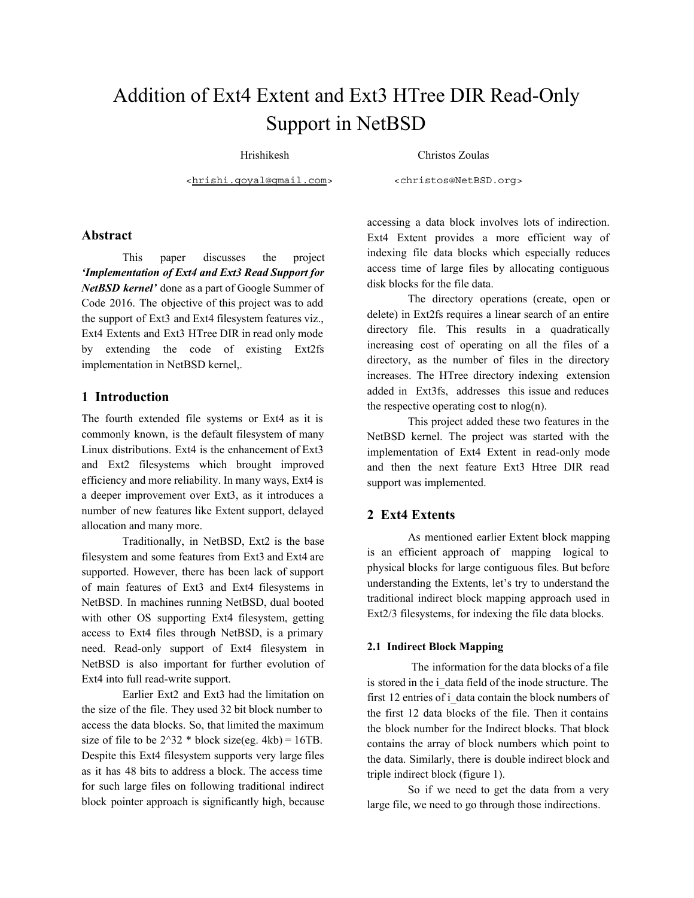# Addition of Ext4 Extent and Ext3 HTree DIR Read-Only Support in NetBSD

Hrishikesh &lt;hrishi.goyal@gmail.com&gt;

Christos Zoulas &lt;christos@NetBSD.org&gt;

## Abstract

This paper discusses the project ***'Implementation of Ext4 and Ext3 Read Support for NetBSD kernel'*** done as a part of Google Summer of Code 2016. The objective of this project was to add the support of Ext3 and Ext4 filesystem features viz., Ext4 Extents and Ext3 HTree DIR in read only mode by extending the code of existing Ext2fs implementation in NetBSD kernel,.

## 1 Introduction

The fourth extended file systems or Ext4 as it is commonly known, is the default filesystem of many Linux distributions. Ext4 is the enhancement of Ext3 and Ext2 filesystems which brought improved efficiency and more reliability. In many ways, Ext4 is a deeper improvement over Ext3, as it introduces a number of new features like Extent support, delayed allocation and many more.

Traditionally, in NetBSD, Ext2 is the base filesystem and some features from Ext3 and Ext4 are supported. However, there has been lack of support of main features of Ext3 and Ext4 filesystems in NetBSD. In machines running NetBSD, dual booted with other OS supporting Ext4 filesystem, getting access to Ext4 files through NetBSD, is a primary need. Read-only support of Ext4 filesystem in NetBSD is also important for further evolution of Ext4 into full read-write support.

Earlier Ext2 and Ext3 had the limitation on the size of the file. They used 32 bit block number to access the data blocks. So, that limited the maximum size of file to be $2^{32}$ * block size(eg. 4kb) = 16TB. Despite this Ext4 filesystem supports very large files as it has 48 bits to address a block. The access time for such large files on following traditional indirect block pointer approach is significantly high, because accessing a data block involves lots of indirection. Ext4 Extent provides a more efficient way of indexing file data blocks which especially reduces access time of large files by allocating contiguous disk blocks for the file data.

The directory operations (create, open or delete) in Ext2fs requires a linear search of an entire directory file. This results in a quadratically increasing cost of operating on all the files of a directory, as the number of files in the directory increases. The HTree directory indexing extension added in Ext3fs, addresses this issue and reduces the respective operating cost to nlog(n).

This project added these two features in the NetBSD kernel. The project was started with the implementation of Ext4 Extent in read-only mode and then the next feature Ext3 Htree DIR read support was implemented.

## 2 Ext4 Extents

As mentioned earlier Extent block mapping is an efficient approach of mapping logical to physical blocks for large contiguous files. But before understanding the Extents, let's try to understand the traditional indirect block mapping approach used in Ext2/3 filesystems, for indexing the file data blocks.

### 2.1 Indirect Block Mapping

The information for the data blocks of a file is stored in the i_data field of the inode structure. The first 12 entries of i_data contain the block numbers of the first 12 data blocks of the file. Then it contains the block number for the Indirect blocks. That block contains the array of block numbers which point to the data. Similarly, there is double indirect block and triple indirect block (figure 1).

So if we need to get the data from a very large file, we need to go through those indirections.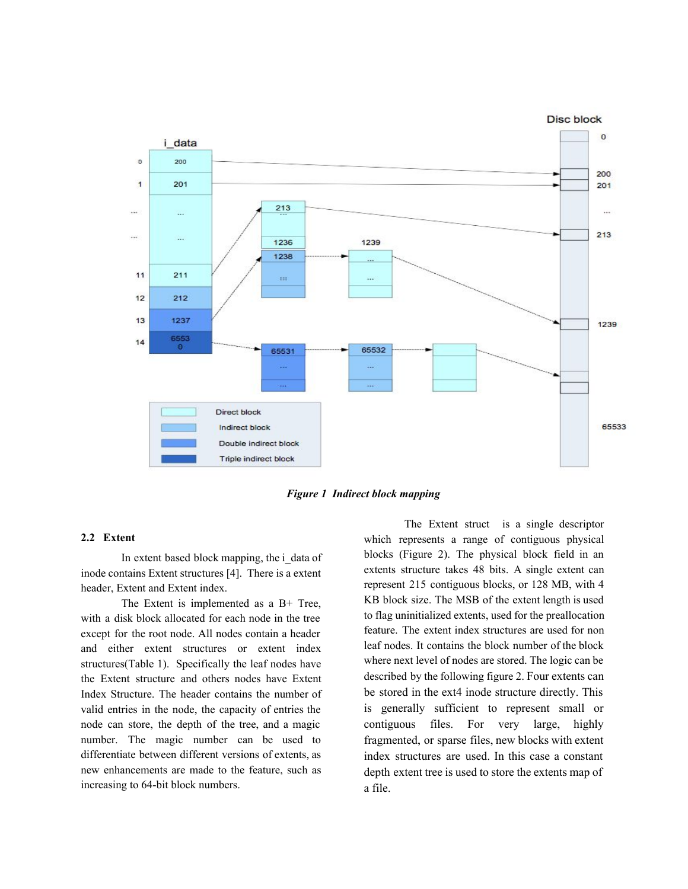*Figure 1 Indirect block mapping*

### 2.2 Extent

In extent based block mapping, the i_data of inode contains Extent structures [4]. There is a extent header, Extent and Extent index.

The Extent is implemented as a B+ Tree, with a disk block allocated for each node in the tree except for the root node. All nodes contain a header and either extent structures or extent index structures(Table 1). Specifically the leaf nodes have the Extent structure and others nodes have Extent Index Structure. The header contains the number of valid entries in the node, the capacity of entries the node can store, the depth of the tree, and a magic number. The magic number can be used to differentiate between different versions of extents, as new enhancements are made to the feature, such as increasing to 64-bit block numbers.

The Extent struct is a single descriptor which represents a range of contiguous physical blocks (Figure 2). The physical block field in an extents structure takes 48 bits. A single extent can represent 215 contiguous blocks, or 128 MB, with 4 KB block size. The MSB of the extent length is used to flag uninitialized extents, used for the preallocation feature. The extent index structures are used for non leaf nodes. It contains the block number of the block where next level of nodes are stored. The logic can be described by the following figure 2. Four extents can be stored in the ext4 inode structure directly. This is generally sufficient to represent small or contiguous files. For very large, highly fragmented, or sparse files, new blocks with extent index structures are used. In this case a constant depth extent tree is used to store the extents map of a file.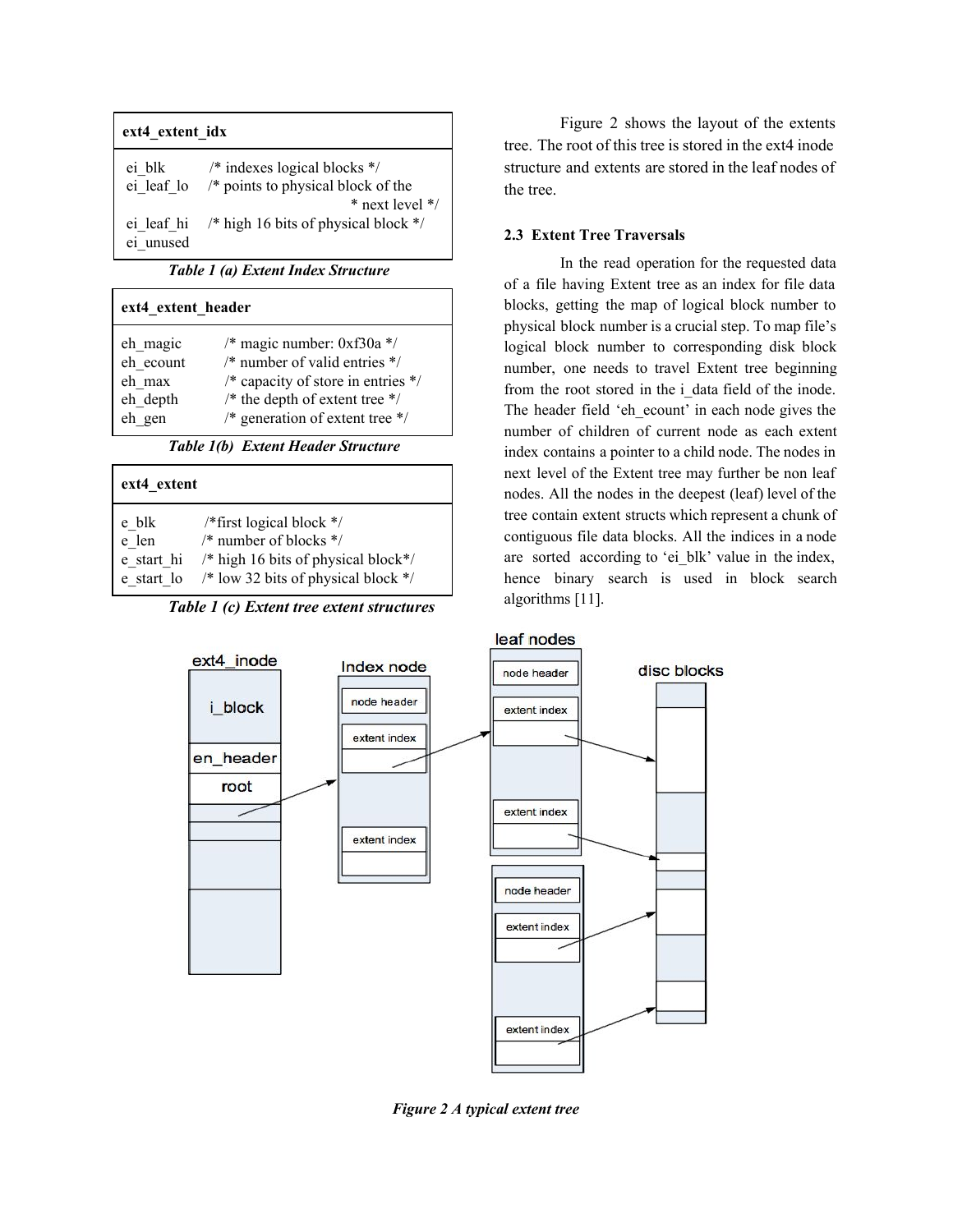| ext4_extent_idx | |
|---|---|
| ei_blk | /* indexes logical blocks */ |
| ei_leaf_lo | /* points to physical block of the * next level */ |
| ei_leaf_hi | /* high 16 bits of physical block */ |
| ei_unused | |

***Table 1 (a) Extent Index Structure***

| ext4_extent_header | |
|---|---|
| eh_magic | /* magic number: 0xf30a */ |
| eh_ecount | /* number of valid entries */ |
| eh_max | /* capacity of store in entries */ |
| eh_depth | /* the depth of extent tree */ |
| eh_gen | /* generation of extent tree */ |

***Table 1(b) Extent Header Structure***

| ext4_extent | |
|---|---|
| e_blk | /*first logical block */ |
| e_len | /* number of blocks */ |
| e_start_hi | /* high 16 bits of physical block*/ |
| e_start_lo | /* low 32 bits of physical block */ |

***Table 1 (c) Extent tree extent structures***

Figure 2 shows the layout of the extents tree. The root of this tree is stored in the ext4 inode structure and extents are stored in the leaf nodes of the tree.

### 2.3 Extent Tree Traversals

In the read operation for the requested data of a file having Extent tree as an index for file data blocks, getting the map of logical block number to physical block number is a crucial step. To map file's logical block number to corresponding disk block number, one needs to travel Extent tree beginning from the root stored in the i_data field of the inode. The header field 'eh_ecount' in each node gives the number of children of current node as each extent index contains a pointer to a child node. The nodes in next level of the Extent tree may further be non leaf nodes. All the nodes in the deepest (leaf) level of the tree contain extent structs which represent a chunk of contiguous file data blocks. All the indices in a node are sorted according to 'ei_blk' value in the index, hence binary search is used in block search algorithms [11].

***Figure 2 A typical extent tree***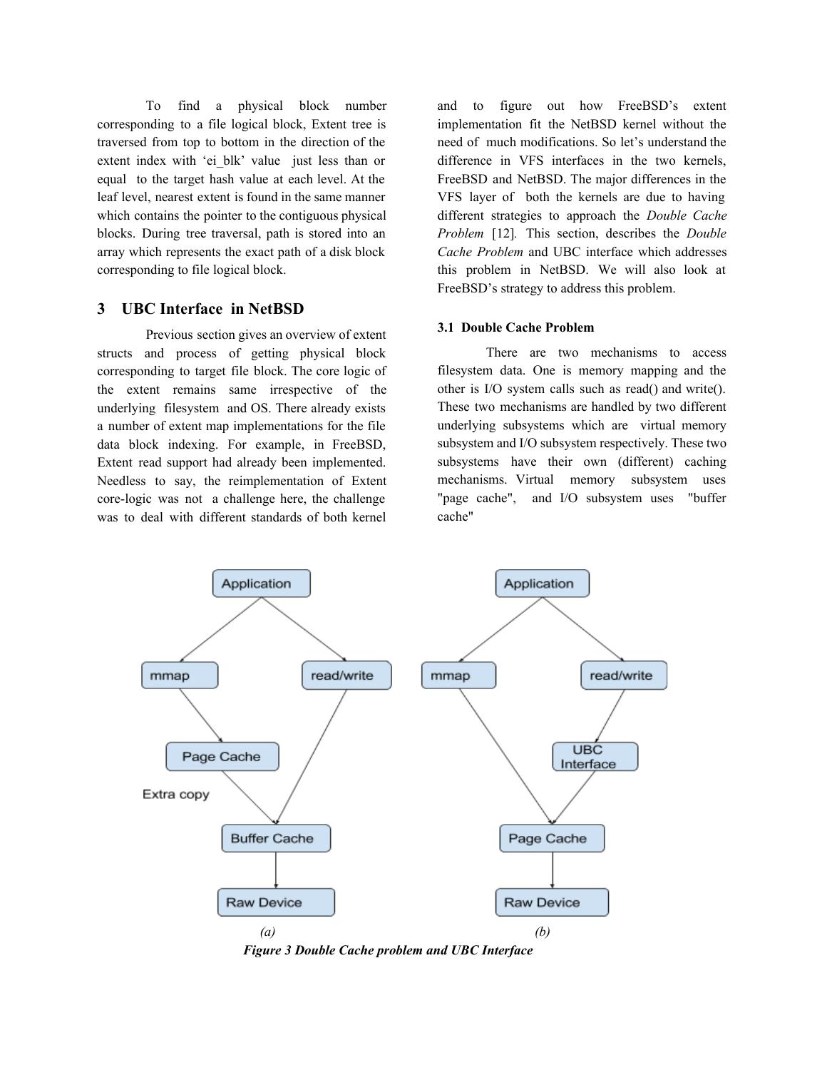To find a physical block number corresponding to a file logical block, Extent tree is traversed from top to bottom in the direction of the extent index with 'ei_blk' value just less than or equal to the target hash value at each level. At the leaf level, nearest extent is found in the same manner which contains the pointer to the contiguous physical blocks. During tree traversal, path is stored into an array which represents the exact path of a disk block corresponding to file logical block.

## 3 UBC Interface in NetBSD

Previous section gives an overview of extent structs and process of getting physical block corresponding to target file block. The core logic of the extent remains same irrespective of the underlying filesystem and OS. There already exists a number of extent map implementations for the file data block indexing. For example, in FreeBSD, Extent read support had already been implemented. Needless to say, the reimplementation of Extent core-logic was not a challenge here, the challenge was to deal with different standards of both kernel and to figure out how FreeBSD's extent implementation fit the NetBSD kernel without the need of much modifications. So let's understand the difference in VFS interfaces in the two kernels, FreeBSD and NetBSD. The major differences in the VFS layer of both the kernels are due to having different strategies to approach the *Double Cache Problem* [12]. This section, describes the *Double Cache Problem* and UBC interface which addresses this problem in NetBSD. We will also look at FreeBSD's strategy to address this problem.

### 3.1 Double Cache Problem

There are two mechanisms to access filesystem data. One is memory mapping and the other is I/O system calls such as read() and write(). These two mechanisms are handled by two different underlying subsystems which are virtual memory subsystem and I/O subsystem respectively. These two subsystems have their own (different) caching mechanisms. Virtual memory subsystem uses "page cache", and I/O subsystem uses "buffer cache"

*Figure 3 Double Cache problem and UBC Interface*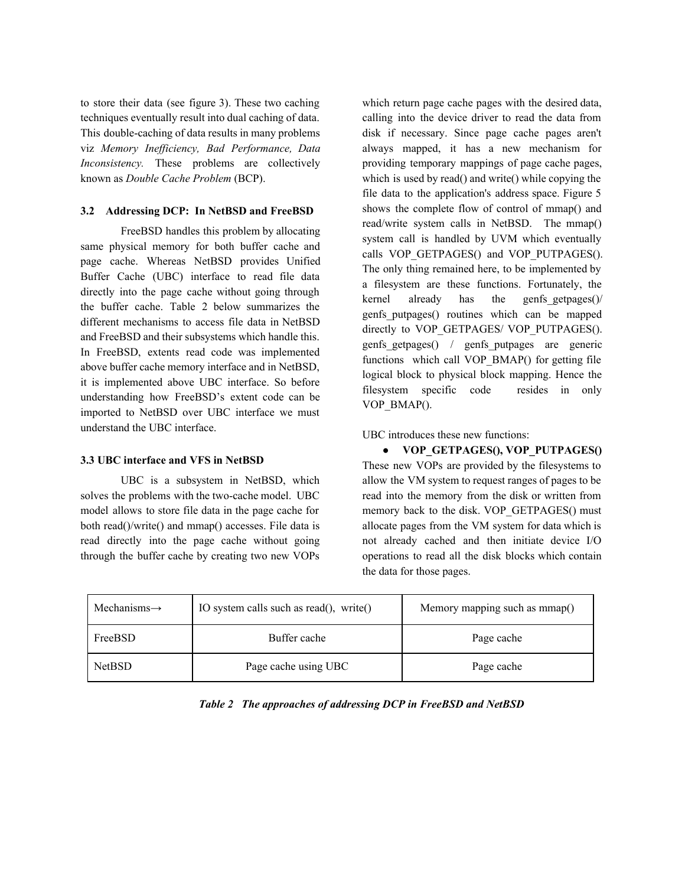to store their data (see figure 3). These two caching techniques eventually result into dual caching of data. This double-caching of data results in many problems viz *Memory Inefficiency, Bad Performance, Data Inconsistency.* These problems are collectively known as *Double Cache Problem* (BCP).

### 3.2 Addressing DCP: In NetBSD and FreeBSD

FreeBSD handles this problem by allocating same physical memory for both buffer cache and page cache. Whereas NetBSD provides Unified Buffer Cache (UBC) interface to read file data directly into the page cache without going through the buffer cache. Table 2 below summarizes the different mechanisms to access file data in NetBSD and FreeBSD and their subsystems which handle this. In FreeBSD, extents read code was implemented above buffer cache memory interface and in NetBSD, it is implemented above UBC interface. So before understanding how FreeBSD's extent code can be imported to NetBSD over UBC interface we must understand the UBC interface.

### 3.3 UBC interface and VFS in NetBSD

UBC is a subsystem in NetBSD, which solves the problems with the two-cache model. UBC model allows to store file data in the page cache for both read()/write() and mmap() accesses. File data is read directly into the page cache without going through the buffer cache by creating two new VOPs which return page cache pages with the desired data, calling into the device driver to read the data from disk if necessary. Since page cache pages aren't always mapped, it has a new mechanism for providing temporary mappings of page cache pages, which is used by read() and write() while copying the file data to the application's address space. Figure 5 shows the complete flow of control of mmap() and read/write system calls in NetBSD. The mmap() system call is handled by UVM which eventually calls VOP_GETPAGES() and VOP_PUTPAGES(). The only thing remained here, to be implemented by a filesystem are these functions. Fortunately, the kernel already has the genfs_getpages()/ genfs_putpages() routines which can be mapped directly to VOP_GETPAGES/ VOP_PUTPAGES(). genfs_getpages() / genfs_putpages are generic functions which call VOP_BMAP() for getting file logical block to physical block mapping. Hence the filesystem specific code resides in only VOP_BMAP().

UBC introduces these new functions:

- **VOP_GETPAGES(), VOP_PUTPAGES()**

These new VOPs are provided by the filesystems to allow the VM system to request ranges of pages to be read into the memory from the disk or written from memory back to the disk. VOP_GETPAGES() must allocate pages from the VM system for data which is not already cached and then initiate device I/O operations to read all the disk blocks which contain the data for those pages.

| Mechanisms→ | IO system calls such as read(), write() | Memory mapping such as mmap() |
|---|---|---|
| FreeBSD | Buffer cache | Page cache |
| NetBSD | Page cache using UBC | Page cache |

***Table 2 The approaches of addressing DCP in FreeBSD and NetBSD***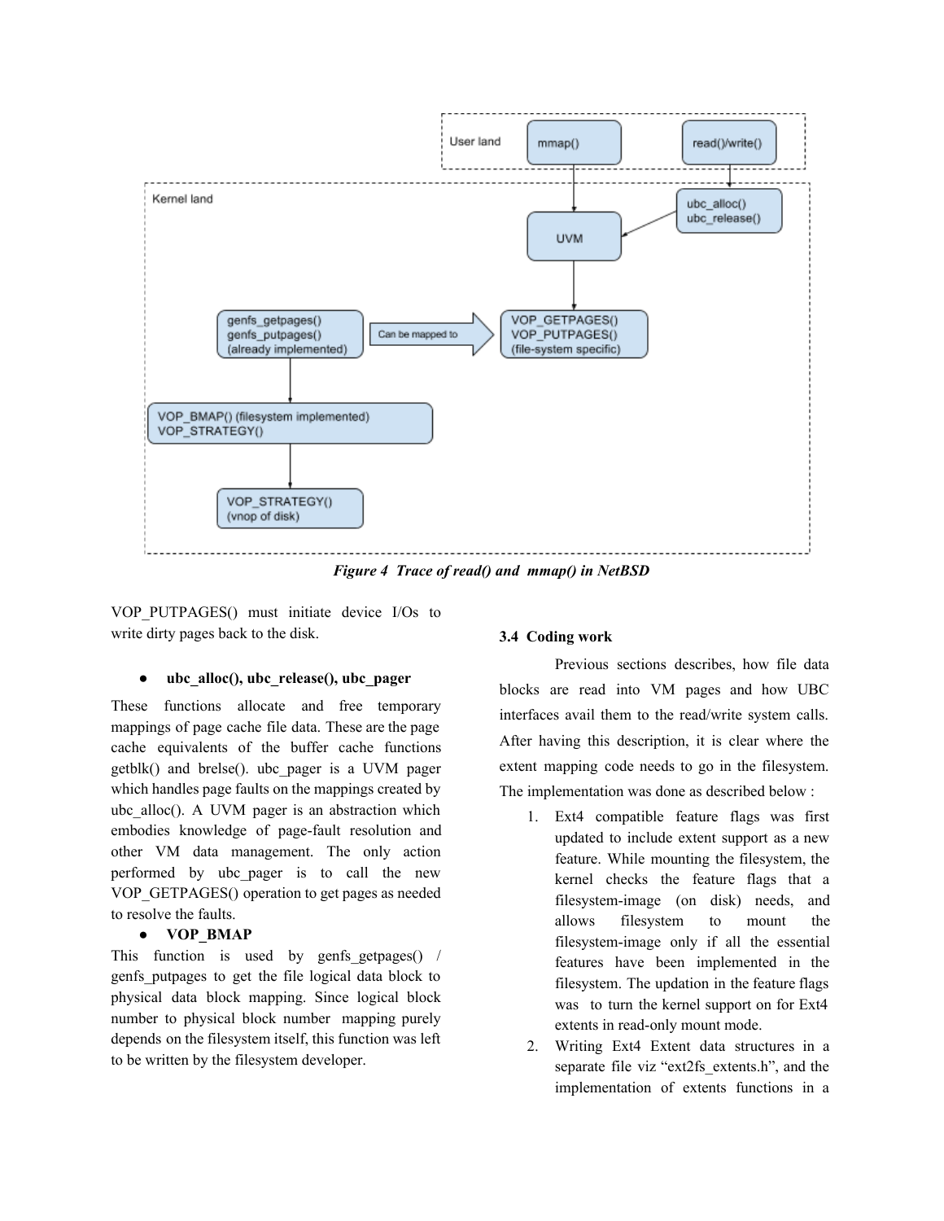*Figure 4 Trace of read() and mmap() in NetBSD*

VOP_PUTPAGES() must initiate device I/Os to write dirty pages back to the disk.

- **ubc_alloc(), ubc_release(), ubc_pager**

These functions allocate and free temporary mappings of page cache file data. These are the page cache equivalents of the buffer cache functions getblk() and brelse(). ubc_pager is a UVM pager which handles page faults on the mappings created by ubc_alloc(). A UVM pager is an abstraction which embodies knowledge of page-fault resolution and other VM data management. The only action performed by ubc_pager is to call the new VOP_GETPAGES() operation to get pages as needed to resolve the faults.

- **VOP_BMAP**

This function is used by genfs_getpages() / genfs_putpages to get the file logical data block to physical data block mapping. Since logical block number to physical block number mapping purely depends on the filesystem itself, this function was left to be written by the filesystem developer.

### 3.4 Coding work

Previous sections describes, how file data blocks are read into VM pages and how UBC interfaces avail them to the read/write system calls. After having this description, it is clear where the extent mapping code needs to go in the filesystem. The implementation was done as described below :

1. Ext4 compatible feature flags was first updated to include extent support as a new feature. While mounting the filesystem, the kernel checks the feature flags that a filesystem-image (on disk) needs, and allows filesystem to mount the filesystem-image only if all the essential features have been implemented in the filesystem. The updation in the feature flags was to turn the kernel support on for Ext4 extents in read-only mount mode.
2. Writing Ext4 Extent data structures in a separate file viz "ext2fs_extents.h", and the implementation of extents functions in a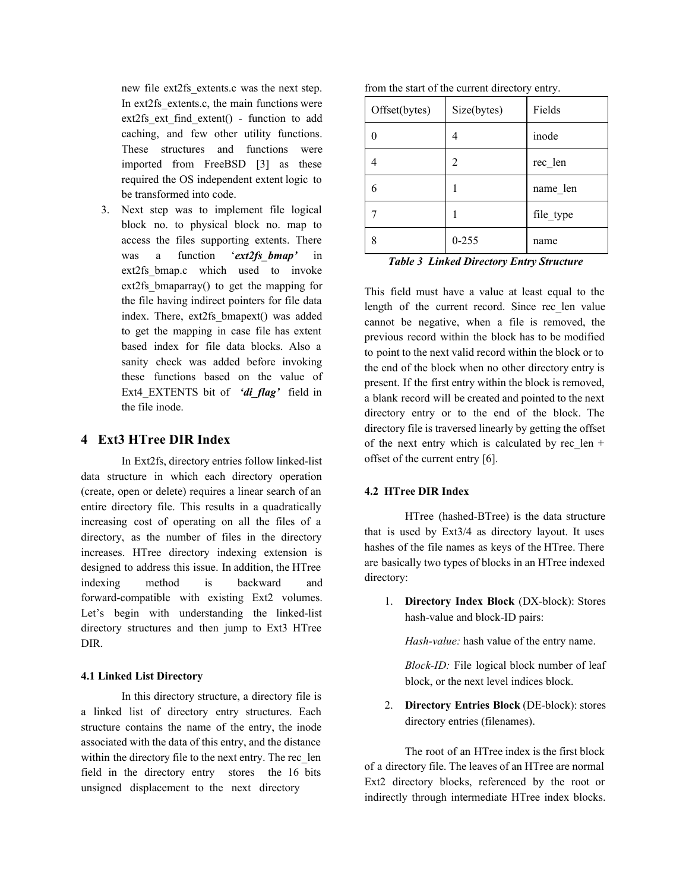new file ext2fs_extents.c was the next step. In ext2fs_extents.c, the main functions were ext2fs_ext_find_extent() - function to add caching, and few other utility functions. These structures and functions were imported from FreeBSD [3] as these required the OS independent extent logic to be transformed into code.

3. Next step was to implement file logical block no. to physical block no. map to access the files supporting extents. There was a function '***ext2fs_bmap'*** in ext2fs_bmap.c which used to invoke ext2fs_bmaparray() to get the mapping for the file having indirect pointers for file data index. There, ext2fs_bmapext() was added to get the mapping in case file has extent based index for file data blocks. Also a sanity check was added before invoking these functions based on the value of Ext4_EXTENTS bit of ***'di_flag'*** field in the file inode.

## 4 Ext3 HTree DIR Index

In Ext2fs, directory entries follow linked-list data structure in which each directory operation (create, open or delete) requires a linear search of an entire directory file. This results in a quadratically increasing cost of operating on all the files of a directory, as the number of files in the directory increases. HTree directory indexing extension is designed to address this issue. In addition, the HTree indexing method is backward and forward-compatible with existing Ext2 volumes. Let's begin with understanding the linked-list directory structures and then jump to Ext3 HTree DIR.

### 4.1 Linked List Directory

In this directory structure, a directory file is a linked list of directory entry structures. Each structure contains the name of the entry, the inode associated with the data of this entry, and the distance within the directory file to the next entry. The rec_len field in the directory entry stores the 16 bits unsigned displacement to the next directory from the start of the current directory entry.

| Offset(bytes) | Size(bytes) | Fields |
|---|---|---|
| 0 | 4 | inode |
| 4 | 2 | rec_len |
| 6 | 1 | name_len |
| 7 | 1 | file_type |
| 8 | 0-255 | name |

***Table 3 Linked Directory Entry Structure***

This field must have a value at least equal to the length of the current record. Since rec_len value cannot be negative, when a file is removed, the previous record within the block has to be modified to point to the next valid record within the block or to the end of the block when no other directory entry is present. If the first entry within the block is removed, a blank record will be created and pointed to the next directory entry or to the end of the block. The directory file is traversed linearly by getting the offset of the next entry which is calculated by rec_len + offset of the current entry [6].

### 4.2 HTree DIR Index

HTree (hashed-BTree) is the data structure that is used by Ext3/4 as directory layout. It uses hashes of the file names as keys of the HTree. There are basically two types of blocks in an HTree indexed directory:

1. **Directory Index Block** (DX-block): Stores hash-value and block-ID pairs:

   *Hash-value:* hash value of the entry name.

   *Block-ID:* File logical block number of leaf block, or the next level indices block.

2. **Directory Entries Block** (DE-block): stores directory entries (filenames).

The root of an HTree index is the first block of a directory file. The leaves of an HTree are normal Ext2 directory blocks, referenced by the root or indirectly through intermediate HTree index blocks.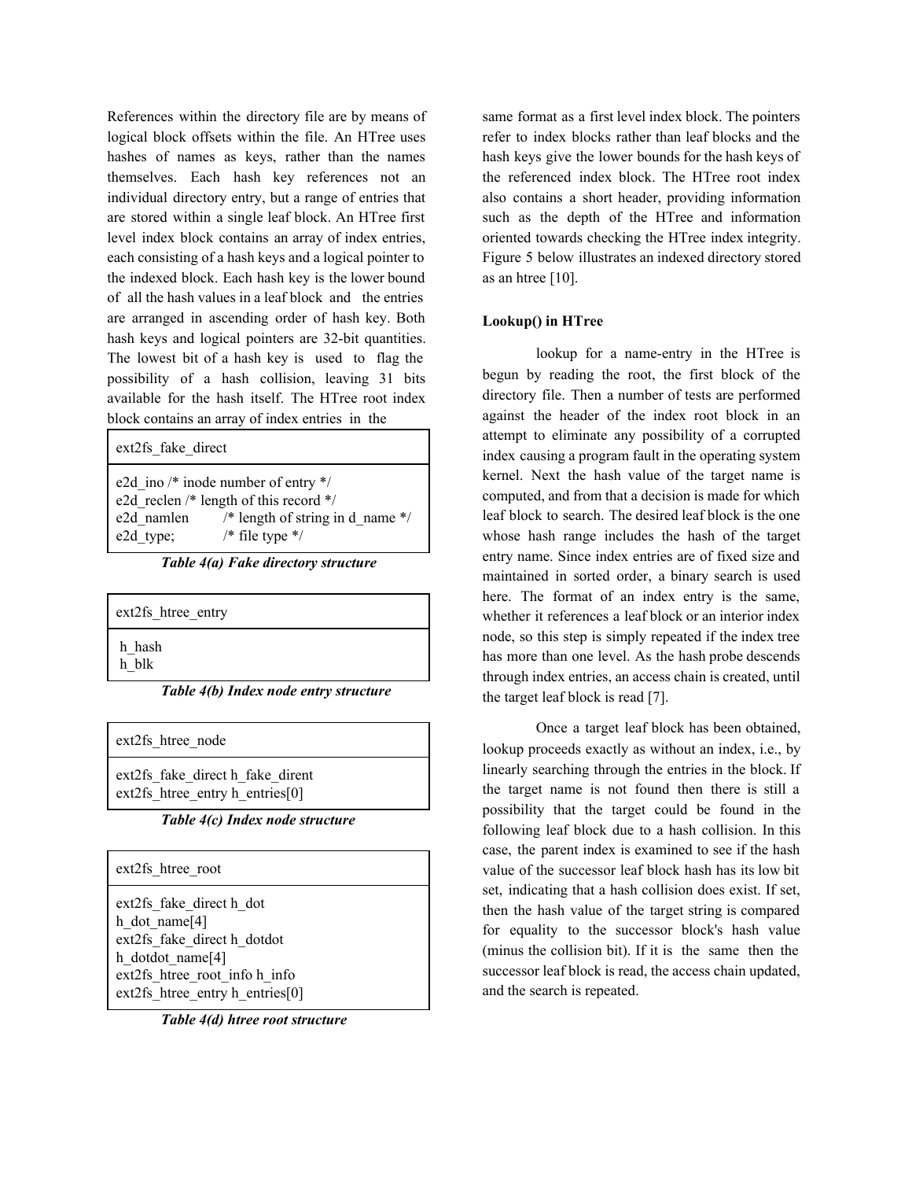References within the directory file are by means of logical block offsets within the file. An HTree uses hashes of names as keys, rather than the names themselves. Each hash key references not an individual directory entry, but a range of entries that are stored within a single leaf block. An HTree first level index block contains an array of index entries, each consisting of a hash keys and a logical pointer to the indexed block. Each hash key is the lower bound of all the hash values in a leaf block and the entries are arranged in ascending order of hash key. Both hash keys and logical pointers are 32-bit quantities. The lowest bit of a hash key is used to flag the possibility of a hash collision, leaving 31 bits available for the hash itself. The HTree root index block contains an array of index entries in the same format as a first level index block. The pointers refer to index blocks rather than leaf blocks and the hash keys give the lower bounds for the hash keys of the referenced index block. The HTree root index also contains a short header, providing information such as the depth of the HTree and information oriented towards checking the HTree index integrity. Figure 5 below illustrates an indexed directory stored as an htree [10].

| ext2fs_fake_direct |
|---|
| e2d_ino /* inode number of entry */<br>e2d_reclen /* length of this record */<br>e2d_namlen /* length of string in d_name */<br>e2d_type; /* file type */ |

***Table 4(a) Fake directory structure***

| ext2fs_htree_entry |
|---|
| h_hash<br>h_blk |

***Table 4(b) Index node entry structure***

| ext2fs_htree_node |
|---|
| ext2fs_fake_direct h_fake_dirent<br>ext2fs_htree_entry h_entries[0] |

***Table 4(c) Index node structure***

| ext2fs_htree_root |
|---|
| ext2fs_fake_direct h_dot<br>h_dot_name[4]<br>ext2fs_fake_direct h_dotdot<br>h_dotdot_name[4]<br>ext2fs_htree_root_info h_info<br>ext2fs_htree_entry h_entries[0] |

***Table 4(d) htree root structure***

**Lookup() in HTree**

lookup for a name-entry in the HTree is begun by reading the root, the first block of the directory file. Then a number of tests are performed against the header of the index root block in an attempt to eliminate any possibility of a corrupted index causing a program fault in the operating system kernel. Next the hash value of the target name is computed, and from that a decision is made for which leaf block to search. The desired leaf block is the one whose hash range includes the hash of the target entry name. Since index entries are of fixed size and maintained in sorted order, a binary search is used here. The format of an index entry is the same, whether it references a leaf block or an interior index node, so this step is simply repeated if the index tree has more than one level. As the hash probe descends through index entries, an access chain is created, until the target leaf block is read [7].

Once a target leaf block has been obtained, lookup proceeds exactly as without an index, i.e., by linearly searching through the entries in the block. If the target name is not found then there is still a possibility that the target could be found in the following leaf block due to a hash collision. In this case, the parent index is examined to see if the hash value of the successor leaf block hash has its low bit set, indicating that a hash collision does exist. If set, then the hash value of the target string is compared for equality to the successor block's hash value (minus the collision bit). If it is the same then the successor leaf block is read, the access chain updated, and the search is repeated.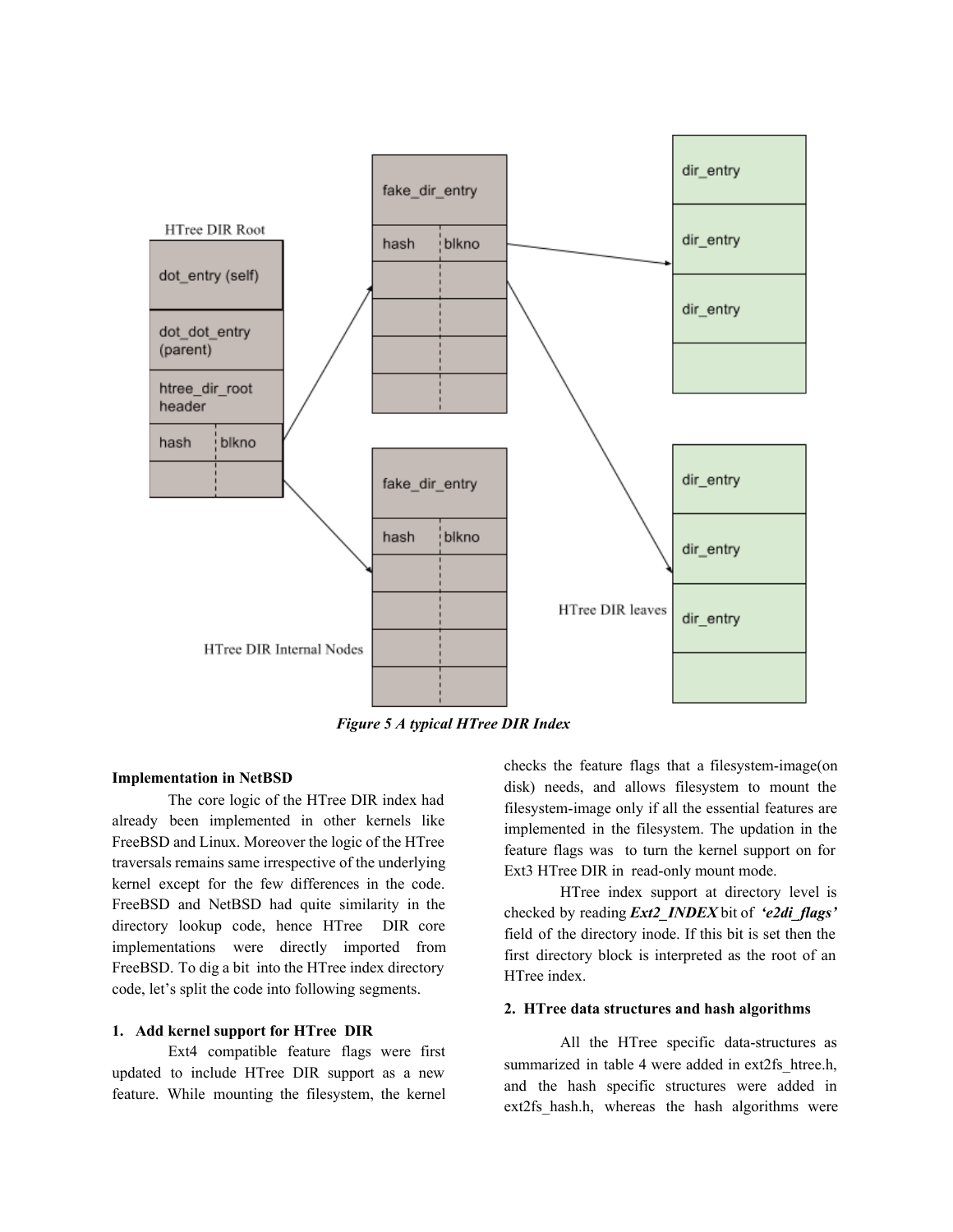*Figure 5 A typical HTree DIR Index*

**Implementation in NetBSD**

The core logic of the HTree DIR index had already been implemented in other kernels like FreeBSD and Linux. Moreover the logic of the HTree traversals remains same irrespective of the underlying kernel except for the few differences in the code. FreeBSD and NetBSD had quite similarity in the directory lookup code, hence HTree DIR core implementations were directly imported from FreeBSD. To dig a bit into the HTree index directory code, let's split the code into following segments.

**1. Add kernel support for HTree DIR**

Ext4 compatible feature flags were first updated to include HTree DIR support as a new feature. While mounting the filesystem, the kernel checks the feature flags that a filesystem-image(on disk) needs, and allows filesystem to mount the filesystem-image only if all the essential features are implemented in the filesystem. The updation in the feature flags was to turn the kernel support on for Ext3 HTree DIR in read-only mount mode.

HTree index support at directory level is checked by reading ***Ext2_INDEX*** bit of ***'e2di_flags'*** field of the directory inode. If this bit is set then the first directory block is interpreted as the root of an HTree index.

**2. HTree data structures and hash algorithms**

All the HTree specific data-structures as summarized in table 4 were added in ext2fs_htree.h, and the hash specific structures were added in ext2fs_hash.h, whereas the hash algorithms were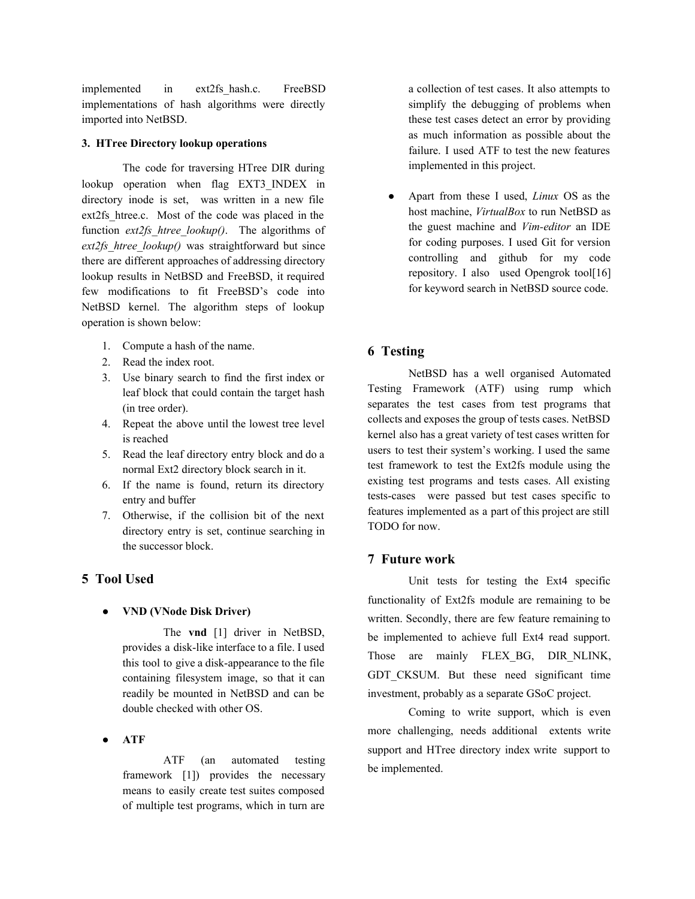implemented in ext2fs_hash.c. FreeBSD implementations of hash algorithms were directly imported into NetBSD.

**3. HTree Directory lookup operations**

The code for traversing HTree DIR during lookup operation when flag EXT3_INDEX in directory inode is set, was written in a new file ext2fs_htree.c. Most of the code was placed in the function *ext2fs_htree_lookup()*. The algorithms of *ext2fs_htree_lookup()* was straightforward but since there are different approaches of addressing directory lookup results in NetBSD and FreeBSD, it required few modifications to fit FreeBSD's code into NetBSD kernel. The algorithm steps of lookup operation is shown below:

1. Compute a hash of the name.
2. Read the index root.
3. Use binary search to find the first index or leaf block that could contain the target hash (in tree order).
4. Repeat the above until the lowest tree level is reached
5. Read the leaf directory entry block and do a normal Ext2 directory block search in it.
6. If the name is found, return its directory entry and buffer
7. Otherwise, if the collision bit of the next directory entry is set, continue searching in the successor block.

## 5 Tool Used

- **VND (VNode Disk Driver)**

  The **vnd** [1] driver in NetBSD, provides a disk-like interface to a file. I used this tool to give a disk-appearance to the file containing filesystem image, so that it can readily be mounted in NetBSD and can be double checked with other OS.

- **ATF**

  ATF (an automated testing framework [1]) provides the necessary means to easily create test suites composed of multiple test programs, which in turn are a collection of test cases. It also attempts to simplify the debugging of problems when these test cases detect an error by providing as much information as possible about the failure. I used ATF to test the new features implemented in this project.

- Apart from these I used, *Linux* OS as the host machine, *VirtualBox* to run NetBSD as the guest machine and *Vim-editor* an IDE for coding purposes. I used Git for version controlling and github for my code repository. I also used Opengrok tool[16] for keyword search in NetBSD source code.

## 6 Testing

NetBSD has a well organised Automated Testing Framework (ATF) using rump which separates the test cases from test programs that collects and exposes the group of tests cases. NetBSD kernel also has a great variety of test cases written for users to test their system's working. I used the same test framework to test the Ext2fs module using the existing test programs and tests cases. All existing tests-cases were passed but test cases specific to features implemented as a part of this project are still TODO for now.

## 7 Future work

Unit tests for testing the Ext4 specific functionality of Ext2fs module are remaining to be written. Secondly, there are few feature remaining to be implemented to achieve full Ext4 read support. Those are mainly FLEX_BG, DIR_NLINK, GDT_CKSUM. But these need significant time investment, probably as a separate GSoC project.

Coming to write support, which is even more challenging, needs additional extents write support and HTree directory index write support to be implemented.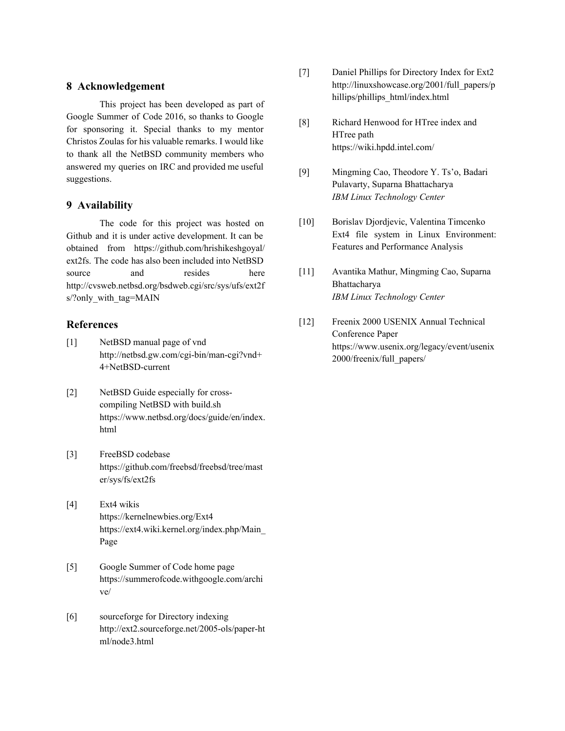## 8 Acknowledgement

This project has been developed as part of Google Summer of Code 2016, so thanks to Google for sponsoring it. Special thanks to my mentor Christos Zoulas for his valuable remarks. I would like to thank all the NetBSD community members who answered my queries on IRC and provided me useful suggestions.

## 9 Availability

The code for this project was hosted on Github and it is under active development. It can be obtained from https://github.com/hrishikeshgoyal/ext2fs. The code has also been included into NetBSD source and resides here http://cvsweb.netbsd.org/bsdweb.cgi/src/sys/ufs/ext2fs/?only_with_tag=MAIN

## References

[1] NetBSD manual page of vnd http://netbsd.gw.com/cgi-bin/man-cgi?vnd+4+NetBSD-current

[2] NetBSD Guide especially for cross-compiling NetBSD with build.sh https://www.netbsd.org/docs/guide/en/index.html

[3] FreeBSD codebase https://github.com/freebsd/freebsd/tree/master/sys/fs/ext2fs

[4] Ext4 wikis https://kernelnewbies.org/Ext4 https://ext4.wiki.kernel.org/index.php/Main_Page

[5] Google Summer of Code home page https://summerofcode.withgoogle.com/archive/

[6] sourceforge for Directory indexing http://ext2.sourceforge.net/2005-ols/paper-html/node3.html

[7] Daniel Phillips for Directory Index for Ext2 http://linuxshowcase.org/2001/full_papers/phillips/phillips_html/index.html

[8] Richard Henwood for HTree index and HTree path https://wiki.hpdd.intel.com/

[9] Mingming Cao, Theodore Y. Ts'o, Badari Pulavarty, Suparna Bhattacharya *IBM Linux Technology Center*

[10] Borislav Djordjevic, Valentina Timcenko Ext4 file system in Linux Environment: Features and Performance Analysis

[11] Avantika Mathur, Mingming Cao, Suparna Bhattacharya *IBM Linux Technology Center*

[12] Freenix 2000 USENIX Annual Technical Conference Paper https://www.usenix.org/legacy/event/usenix2000/freenix/full_papers/